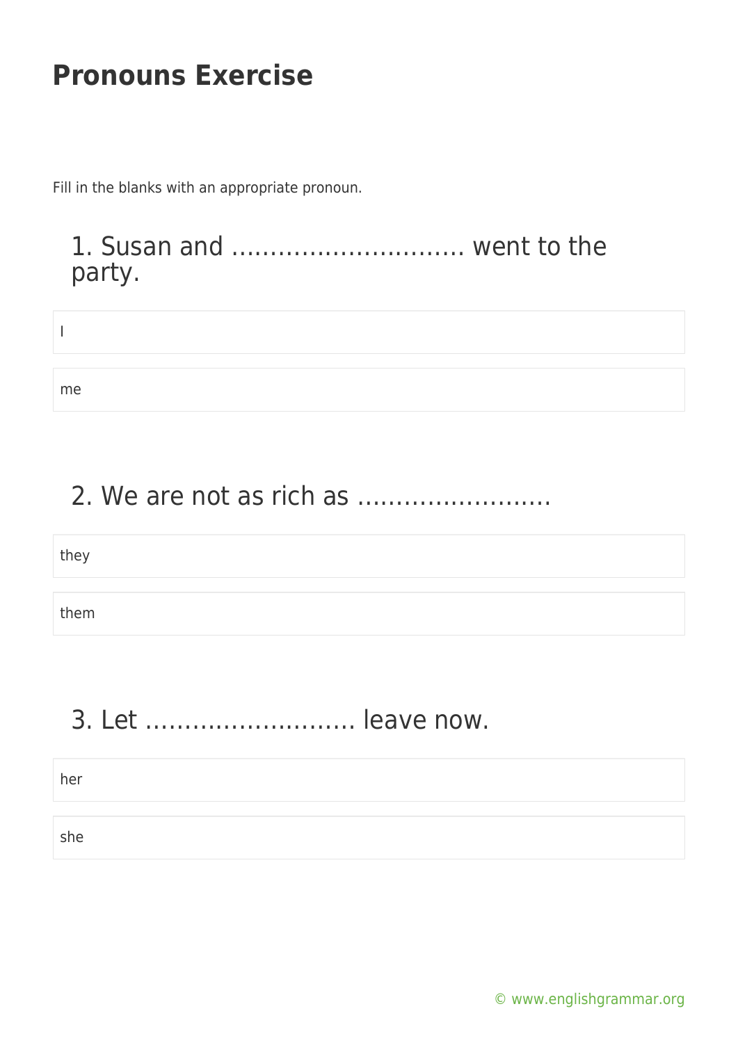# Pronouns Exercise

Fill in the blanks with an appropriate pronoun.

## 1. Susan and ………………………… went to the party.

I

me

## 2. We are not as rich as …………………….

they

them

## 3. Let ……………………… leave now.

her

she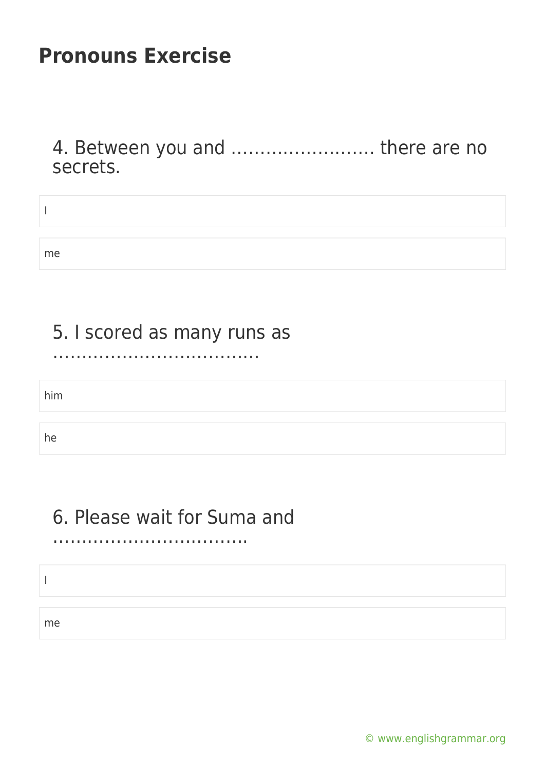# Pronouns Exercise

4. Between you and ……………………. there are no secrets.

I

me

5. I scored as many runs as ……………………………..

him

he

6. Please wait for Suma and ……………………………..

I

me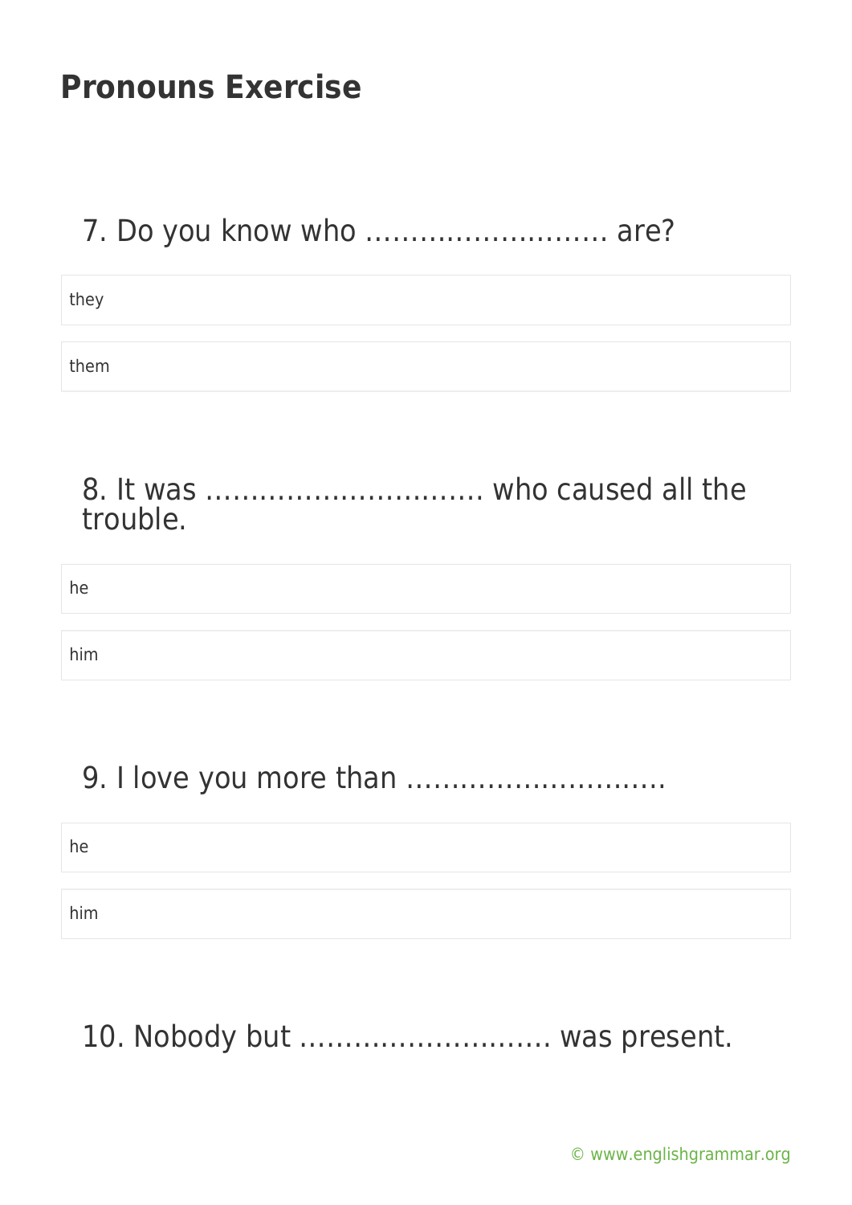# Pronouns Exercise

7. Do you know who ……………………… are?

- they
- them

8. It was ………………………… who caused all the trouble.

- he
- him

9. I love you more than ……………………….

- he
- him

10. Nobody but ……………………… was present.

© www.englishgrammar.org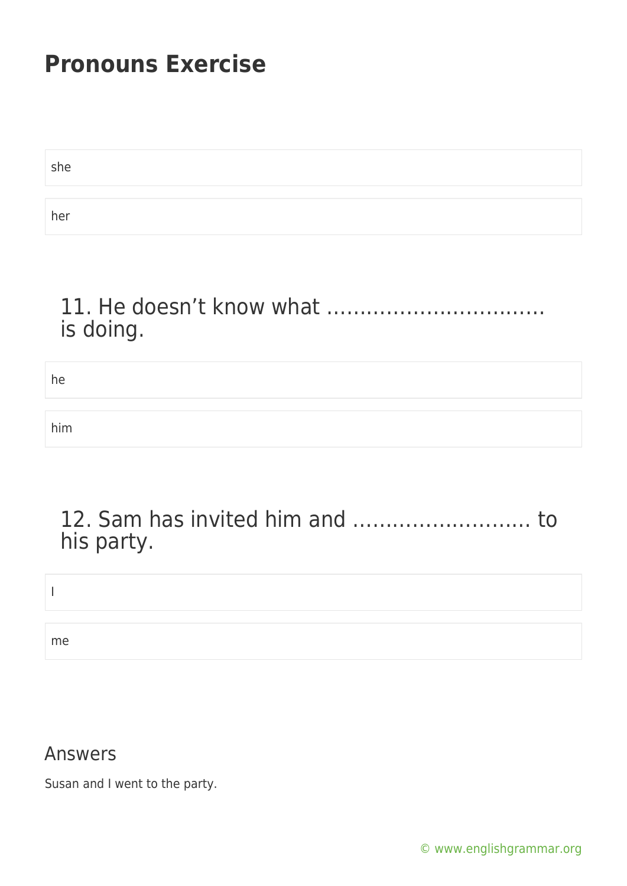# Pronouns Exercise

she

her

### 11. He doesn't know what ……………………………. is doing.

he

him

### 12. Sam has invited him and ……………………… to his party.

I

me

## Answers

Susan and I went to the party.

© www.englishgrammar.org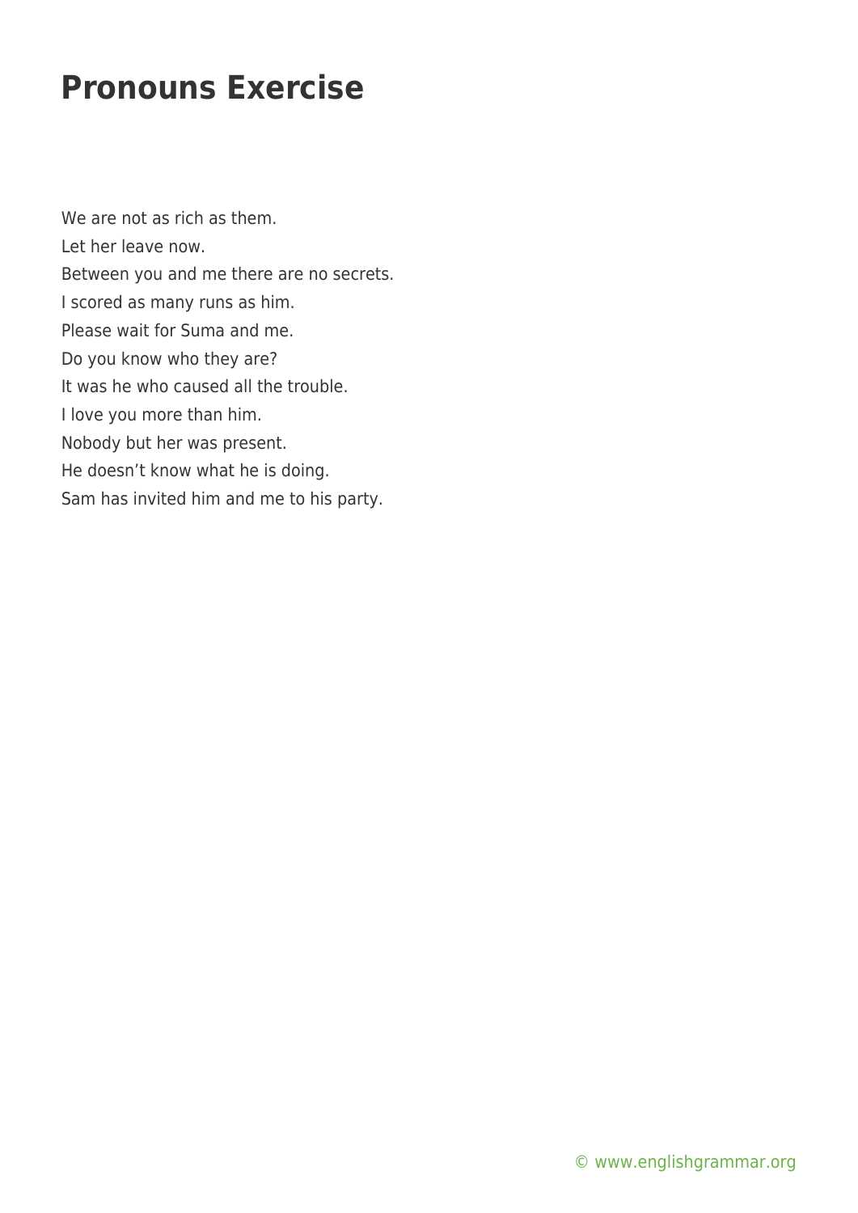# Pronouns Exercise

We are not as rich as them.

Let her leave now.

Between you and me there are no secrets.

I scored as many runs as him.

Please wait for Suma and me.

Do you know who they are?

It was he who caused all the trouble.

I love you more than him.

Nobody but her was present.

He doesn't know what he is doing.

Sam has invited him and me to his party.